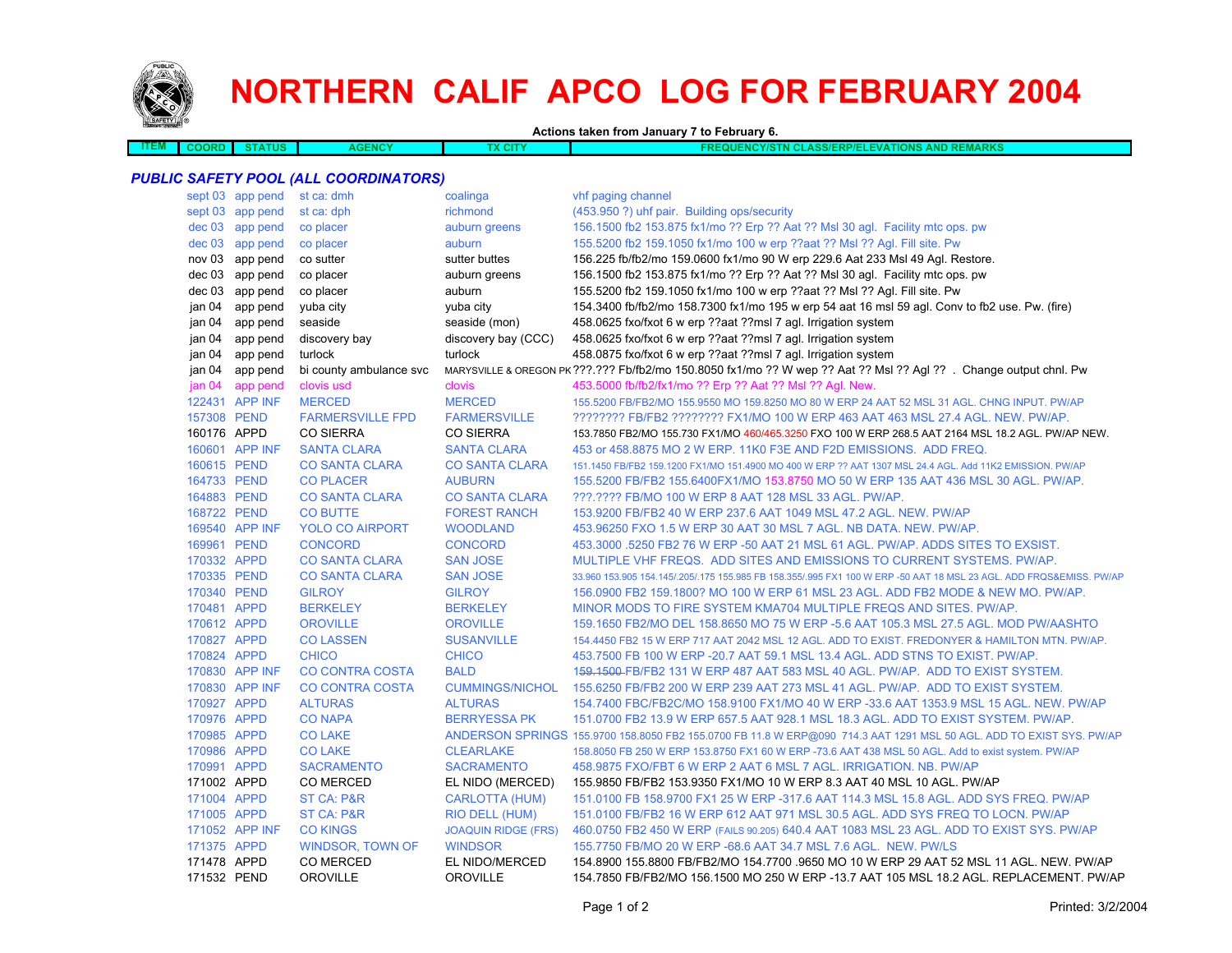# NORTHERN CALIF APCO LOG FOR FEBRUARY 2004

**Actions taken from January 7 to February 6.**

| ITEM | COORD | STATUS | AGENCY | TX CITY | FREQUENCY/STN CLASS/ERP/ELEVATIONS AND REMARKS |
|---|---|---|---|---|---|

## PUBLIC SAFETY POOL (ALL COORDINATORS)

| ITEM/COORD | STATUS | AGENCY | TX CITY | FREQUENCY/STN CLASS/ERP/ELEVATIONS AND REMARKS |
|---|---|---|---|---|
| sept 03 | app pend | st ca: dmh | coalinga | vhf paging channel |
| sept 03 | app pend | st ca: dph | richmond | (453.950 ?) uhf pair. Building ops/security |
| dec 03 | app pend | co placer | auburn greens | 156.1500 fb2 153.875 fx1/mo ?? Erp ?? Aat ?? Msl 30 agl. Facility mtc ops. pw |
| dec 03 | app pend | co placer | auburn | 155.5200 fb2 159.1050 fx1/mo 100 w erp ??aat ?? Msl ?? Agl. Fill site. Pw |
| nov 03 | app pend | co sutter | sutter buttes | 156.225 fb/fb2/mo 159.0600 fx1/mo 90 W erp 229.6 Aat 233 Msl 49 Agl. Restore. |
| dec 03 | app pend | co placer | auburn greens | 156.1500 fb2 153.875 fx1/mo ?? Erp ?? Aat ?? Msl 30 agl. Facility mtc ops. pw |
| dec 03 | app pend | co placer | auburn | 155.5200 fb2 159.1050 fx1/mo 100 w erp ??aat ?? Msl ?? Agl. Fill site. Pw |
| jan 04 | app pend | yuba city | yuba city | 154.3400 fb/fb2/mo 158.7300 fx1/mo 195 w erp 54 aat 16 msl 59 agl. Conv to fb2 use. Pw. (fire) |
| jan 04 | app pend | seaside | seaside (mon) | 458.0625 fxo/fxot 6 w erp ??aat ??msl 7 agl. Irrigation system |
| jan 04 | app pend | discovery bay | discovery bay (CCC) | 458.0625 fxo/fxot 6 w erp ??aat ??msl 7 agl. Irrigation system |
| jan 04 | app pend | turlock | turlock | 458.0875 fxo/fxot 6 w erp ??aat ??msl 7 agl. Irrigation system |
| jan 04 | app pend | bi county ambulance svc | MARYSVILLE & OREGON PK | ???.??? Fb/fb2/mo 150.8050 fx1/mo ?? W erp ?? Aat ?? Msl ?? Agl ?? . Change output chnl. Pw |
| jan 04 | app pend | clovis usd | clovis | 453.5000 fb/fb2/fx1/mo ?? Erp ?? Aat ?? Msl ?? Agl. New. |
| 122431 | APP INF | MERCED | MERCED | 155.5200 FB/FB2/MO 155.9550 MO 159.8250 MO 80 W ERP 24 AAT 52 MSL 31 AGL. CHNG INPUT. PW/AP |
| 157308 | PEND | FARMERSVILLE FPD | FARMERSVILLE | ???????? FB/FB2 ???????? FX1/MO 100 W ERP 463 AAT 463 MSL 27.4 AGL. NEW. PW/AP. |
| 160176 | APPD | CO SIERRA | CO SIERRA | 153.7850 FB2/MO 155.730 FX1/MO 460/465.3250 FXO 100 W ERP 268.5 AAT 2164 MSL 18.2 AGL. PW/AP NEW. |
| 160601 | APP INF | SANTA CLARA | SANTA CLARA | 453 or 458.8875 MO 2 W ERP. 11K0 F3E AND F2D EMISSIONS. ADD FREQ. |
| 160615 | PEND | CO SANTA CLARA | CO SANTA CLARA | 151.1450 FB/FB2 159.1200 FX1/MO 151.4900 MO 400 W ERP ?? AAT 1307 MSL 24.4 AGL. Add 11K2 EMISSION. PW/AP |
| 164733 | PEND | CO PLACER | AUBURN | 155.5200 FB/FB2 155.6400FX1/MO 153.8750 MO 50 W ERP 135 AAT 436 MSL 30 AGL. PW/AP. |
| 164883 | PEND | CO SANTA CLARA | CO SANTA CLARA | ???.???? FB/MO 100 W ERP 8 AAT 128 MSL 33 AGL. PW/AP. |
| 168722 | PEND | CO BUTTE | FOREST RANCH | 153.9200 FB/FB2 13.9 W ERP 237.6 AAT 1049 MSL 47.2 AGL. NEW. PW/AP |
| 169540 | APP INF | YOLO CO AIRPORT | WOODLAND | 453.96250 FXO 1.5 W ERP 30 AAT 30 MSL 7 AGL. NB DATA. NEW. PW/AP. |
| 169961 | PEND | CONCORD | CONCORD | 453.3000 .5250 FB2 76 W ERP -50 AAT 21 MSL 61 AGL. PW/AP. ADDS SITES TO EXSIST. |
| 170332 | APPD | CO SANTA CLARA | SAN JOSE | MULTIPLE VHF FREQS. ADD SITES AND EMISSIONS TO CURRENT SYSTEMS. PW/AP. |
| 170335 | PEND | CO SANTA CLARA | SAN JOSE | 33.960 153.905 154.145/.205/.175 155.985 FB 158.355/.995 FX1 100 W ERP -50 AAT 18 MSL 23 AGL. ADD FRQS&EMISS. PW/AP |
| 170340 | PEND | GILROY | GILROY | 156.0900 FB2 159.1800? MO 100 W ERP 61 MSL 23 AGL. ADD FB2 MODE & NEW MO. PW/AP. |
| 170481 | APPD | BERKELEY | BERKELEY | MINOR MODS TO FIRE SYSTEM KMA704 MULTIPLE FREQS AND SITES. PW/AP. |
| 170612 | APPD | OROVILLE | OROVILLE | 159.1650 FB2/MO DEL 158.8650 MO 75 W ERP -5.6 AAT 105.3 MSL 27.5 AGL. MOD PW/AASHTO |
| 170827 | APPD | CO LASSEN | SUSANVILLE | 154.4450 FB2 15 W ERP 717 AAT 2042 MSL 12 AGL. ADD TO EXIST. FREDONYER & HAMILTON MTN. PW/AP. |
| 170824 | APPD | CHICO | CHICO | 453.7500 FB 100 W ERP -20.7 AAT 59.1 MSL 13.4 AGL. ADD STNS TO EXIST. PW/AP. |
| 170830 | APP INF | CO CONTRA COSTA | BALD | ~~159.1500~~ FB/FB2 131 W ERP 487 AAT 583 MSL 40 AGL. PW/AP. ADD TO EXIST SYSTEM. |
| 170830 | APP INF | CO CONTRA COSTA | CUMMINGS/NICHOL | 155.6250 FB/FB2 200 W ERP 239 AAT 273 MSL 41 AGL. PW/AP. ADD TO EXIST SYSTEM. |
| 170927 | APPD | ALTURAS | ALTURAS | 154.7400 FBC/FB2C/MO 158.9100 FX1/MO 40 W ERP -33.6 AAT 1353.9 MSL 15 AGL. NEW. PW/AP |
| 170976 | APPD | CO NAPA | BERRYESSA PK | 151.0700 FB2 13.9 W ERP 657.5 AAT 928.1 MSL 18.3 AGL. ADD TO EXIST SYSTEM. PW/AP. |
| 170985 | APPD | CO LAKE | ANDERSON SPRINGS | 155.9700 158.8050 FB2 155.0700 FB 11.8 W ERP@090 714.3 AAT 1291 MSL 50 AGL. ADD TO EXIST SYS. PW/AP |
| 170986 | APPD | CO LAKE | CLEARLAKE | 158.8050 FB 250 W ERP 153.8750 FX1 60 W ERP -73.6 AAT 438 MSL 50 AGL. Add to exist system. PW/AP |
| 170991 | APPD | SACRAMENTO | SACRAMENTO | 458.9875 FXO/FBT 6 W ERP 2 AAT 6 MSL 7 AGL. IRRIGATION. NB. PW/AP |
| 171002 | APPD | CO MERCED | EL NIDO (MERCED) | 155.9850 FB/FB2 153.9350 FX1/MO 10 W ERP 8.3 AAT 40 MSL 10 AGL. PW/AP |
| 171004 | APPD | ST CA: P&R | CARLOTTA (HUM) | 151.0100 FB 158.9700 FX1 25 W ERP -317.6 AAT 114.3 MSL 15.8 AGL. ADD SYS FREQ. PW/AP |
| 171005 | APPD | ST CA: P&R | RIO DELL (HUM) | 151.0100 FB/FB2 16 W ERP 612 AAT 971 MSL 30.5 AGL. ADD SYS FREQ TO LOCN. PW/AP |
| 171052 | APP INF | CO KINGS | JOAQUIN RIDGE (FRS) | 460.0750 FB2 450 W ERP (FAILS 90.205) 640.4 AAT 1083 MSL 23 AGL. ADD TO EXIST SYS. PW/AP |
| 171375 | APPD | WINDSOR, TOWN OF | WINDSOR | 155.7750 FB/MO 20 W ERP -68.6 AAT 34.7 MSL 7.6 AGL. NEW. PW/LS |
| 171478 | APPD | CO MERCED | EL NIDO/MERCED | 154.8900 155.8800 FB/FB2/MO 154.7700 .9650 MO 10 W ERP 29 AAT 52 MSL 11 AGL. NEW. PW/AP |
| 171532 | PEND | OROVILLE | OROVILLE | 154.7850 FB/FB2/MO 156.1500 MO 250 W ERP -13.7 AAT 105 MSL 18.2 AGL. REPLACEMENT. PW/AP |

Printed: 3/2/2004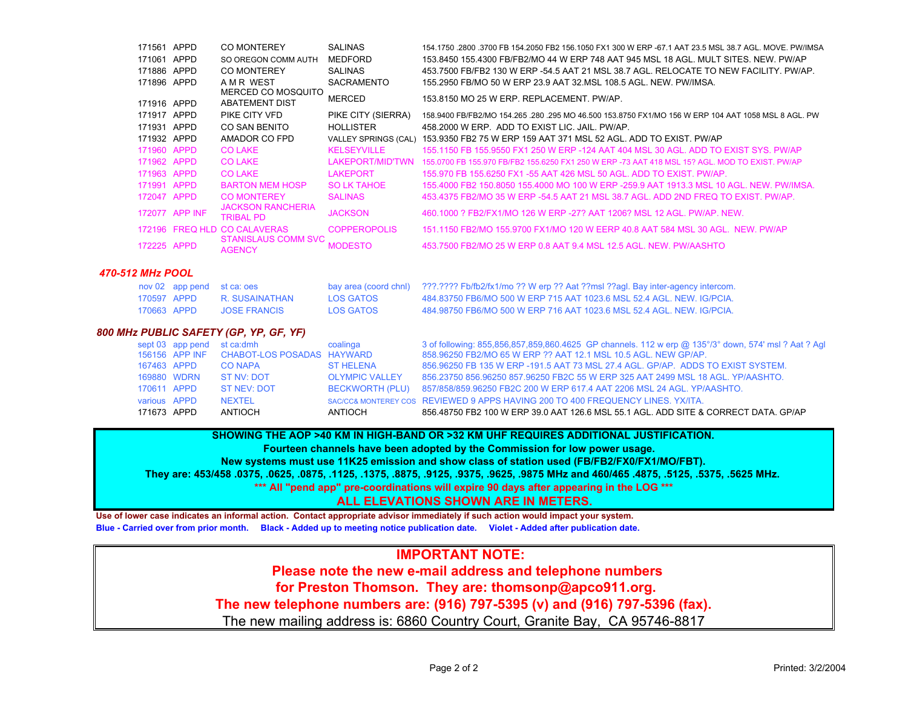| | | | | |
|---|---|---|---|---|
| 171561 | APPD | CO MONTEREY | SALINAS | 154.1750 .2800 .3700 FB 154.2050 FB2 156.1050 FX1 300 W ERP -67.1 AAT 23.5 MSL 38.7 AGL. MOVE. PW/IMSA |
| 171061 | APPD | SO OREGON COMM AUTH | MEDFORD | 153.8450 155.4300 FB/FB2/MO 44 W ERP 748 AAT 945 MSL 18 AGL. MULT SITES. NEW. PW/AP |
| 171886 | APPD | CO MONTEREY | SALINAS | 453.7500 FB/FB2 130 W ERP -54.5 AAT 21 MSL 38.7 AGL. RELOCATE TO NEW FACILITY. PW/AP. |
| 171896 | APPD | A M R WEST | SACRAMENTO | 155.2950 FB/MO 50 W ERP 23.9 AAT 32.MSL 108.5 AGL. NEW. PW/IMSA. |
| 171916 | APPD | MERCED CO MOSQUITO ABATEMENT DIST | MERCED | 153.8150 MO 25 W ERP. REPLACEMENT. PW/AP. |
| 171917 | APPD | PIKE CITY VFD | PIKE CITY (SIERRA) | 158.9400 FB/FB2/MO 154.265 .280 .295 MO 46.500 153.8750 FX1/MO 156 W ERP 104 AAT 1058 MSL 8 AGL. PW |
| 171931 | APPD | CO SAN BENITO | HOLLISTER | 458.2000 W ERP. ADD TO EXIST LIC. JAIL. PW/AP. |
| 171932 | APPD | AMADOR CO FPD | VALLEY SPRINGS (CAL) | 153.9350 FB2 75 W ERP 159 AAT 371 MSL 52 AGL. ADD TO EXIST. PW/AP |
| 171960 | APPD | CO LAKE | KELSEYVILLE | 155.1150 FB 155.9550 FX1 250 W ERP -124 AAT 404 MSL 30 AGL. ADD TO EXIST SYS. PW/AP |
| 171962 | APPD | CO LAKE | LAKEPORT/MID'TWN | 155.0700 FB 155.970 FB/FB2 155.6250 FX1 250 W ERP -73 AAT 418 MSL 15? AGL. MOD TO EXIST. PW/AP |
| 171963 | APPD | CO LAKE | LAKEPORT | 155.970 FB 155.6250 FX1 -55 AAT 426 MSL 50 AGL. ADD TO EXIST. PW/AP. |
| 171991 | APPD | BARTON MEM HOSP | SO LK TAHOE | 155.4000 FB2 150.8050 155.4000 MO 100 W ERP -259.9 AAT 1913.3 MSL 10 AGL. NEW. PW/IMSA. |
| 172047 | APPD | CO MONTEREY | SALINAS | 453.4375 FB2/MO 35 W ERP -54.5 AAT 21 MSL 38.7 AGL. ADD 2ND FREQ TO EXIST. PW/AP. |
| 172077 | APP INF | JACKSON RANCHERIA TRIBAL PD | JACKSON | 460.1000 ? FB2/FX1/MO 126 W ERP -27? AAT 1206? MSL 12 AGL. PW/AP. NEW. |
| 172196 | FREQ HLD | CO CALAVERAS | COPPEROPOLIS | 151.1150 FB2/MO 155.9700 FX1/MO 120 W EERP 40.8 AAT 584 MSL 30 AGL. NEW. PW/AP |
| 172225 | APPD | STANISLAUS COMM SVC AGENCY | MODESTO | 453.7500 FB2/MO 25 W ERP 0.8 AAT 9.4 MSL 12.5 AGL. NEW. PW/AASHTO |

### *470-512 MHz POOL*

| | | | | |
|---|---|---|---|---|
| nov 02 | app pend | st ca: oes | bay area (coord chnl) | ???.???? Fb/fb2/fx1/mo ?? W erp ?? Aat ??msl ??agl. Bay inter-agency intercom. |
| 170597 | APPD | R. SUSAINATHAN | LOS GATOS | 484.83750 FB6/MO 500 W ERP 715 AAT 1023.6 MSL 52.4 AGL. NEW. IG/PCIA. |
| 170663 | APPD | JOSE FRANCIS | LOS GATOS | 484.98750 FB6/MO 500 W ERP 716 AAT 1023.6 MSL 52.4 AGL. NEW. IG/PCIA. |

### *800 MHz PUBLIC SAFETY (GP, YP, GF, YF)*

| | | | | |
|---|---|---|---|---|
| sept 03 | app pend | st ca:dmh | coalinga | 3 of following: 855,856,857,859,860.4625 GP channels. 112 w erp @ 135°/3° down, 574' msl ? Aat ? Agl |
| 156156 | APP INF | CHABOT-LOS POSADAS | HAYWARD | 858.96250 FB2/MO 65 W ERP ?? AAT 12.1 MSL 10.5 AGL. NEW GP/AP. |
| 167463 | APPD | CO NAPA | ST HELENA | 856.96250 FB 135 W ERP -191.5 AAT 73 MSL 27.4 AGL. GP/AP. ADDS TO EXIST SYSTEM. |
| 169880 | WDRN | ST NV: DOT | OLYMPIC VALLEY | 856.23750 856.96250 857.96250 FB2C 55 W ERP 325 AAT 2499 MSL 18 AGL. YP/AASHTO. |
| 170611 | APPD | ST NEV: DOT | BECKWORTH (PLU) | 857/858/859.96250 FB2C 200 W ERP 617.4 AAT 2206 MSL 24 AGL. YP/AASHTO. |
| various | APPD | NEXTEL | SAC/CC& MONTEREY COS | REVIEWED 9 APPS HAVING 200 TO 400 FREQUENCY LINES. YX/ITA. |
| 171673 | APPD | ANTIOCH | ANTIOCH | 856.48750 FB2 100 W ERP 39.0 AAT 126.6 MSL 55.1 AGL. ADD SITE & CORRECT DATA. GP/AP |

**SHOWING THE AOP >40 KM IN HIGH-BAND OR >32 KM UHF REQUIRES ADDITIONAL JUSTIFICATION.**
**Fourteen channels have been adopted by the Commission for low power usage.**
**New systems must use 11K25 emission and show class of station used (FB/FB2/FX0/FX1/MO/FBT).**
**They are: 453/458 .0375, .0625, .0875, .1125, .1375, .8875, .9125, .9375, .9625, .9875 MHz and 460/465 .4875, .5125, .5375, .5625 MHz.**
**\*\*\* All "pend app" pre-coordinations will expire 90 days after appearing in the LOG \*\*\***
**ALL ELEVATIONS SHOWN ARE IN METERS.**

**Use of lower case indicates an informal action. Contact appropriate advisor immediately if such action would impact your system.**
**Blue - Carried over from prior month. Black - Added up to meeting notice publication date. Violet - Added after publication date.**

**IMPORTANT NOTE:**
**Please note the new e-mail address and telephone numbers for Preston Thomson. They are: thomsonp@apco911.org.**
**The new telephone numbers are: (916) 797-5395 (v) and (916) 797-5396 (fax).**
The new mailing address is: 6860 Country Court, Granite Bay, CA 95746-8817

Printed: 3/2/2004